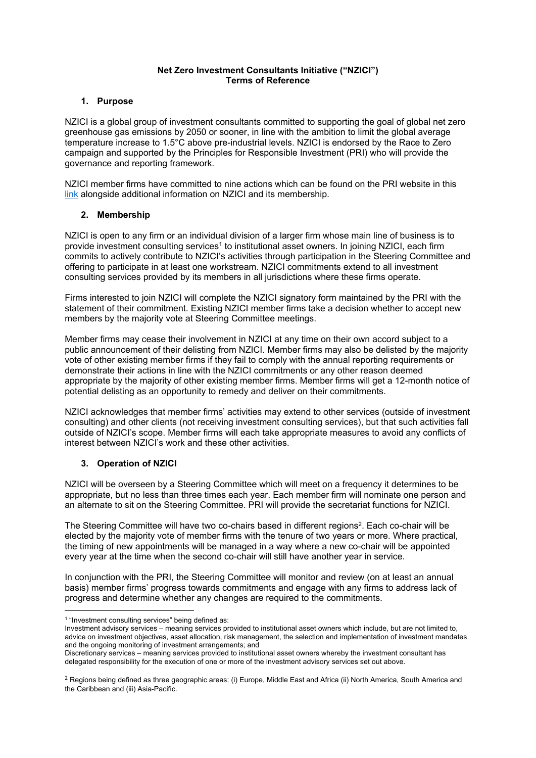# Net Zero Investment Consultants Initiative ("NZICI")
## Terms of Reference

### 1. Purpose

NZICI is a global group of investment consultants committed to supporting the goal of global net zero greenhouse gas emissions by 2050 or sooner, in line with the ambition to limit the global average temperature increase to 1.5°C above pre-industrial levels. NZICI is endorsed by the Race to Zero campaign and supported by the Principles for Responsible Investment (PRI) who will provide the governance and reporting framework.

NZICI member firms have committed to nine actions which can be found on the PRI website in this link alongside additional information on NZICI and its membership.

### 2. Membership

NZICI is open to any firm or an individual division of a larger firm whose main line of business is to provide investment consulting services[1] to institutional asset owners. In joining NZICI, each firm commits to actively contribute to NZICI's activities through participation in the Steering Committee and offering to participate in at least one workstream. NZICI commitments extend to all investment consulting services provided by its members in all jurisdictions where these firms operate.

Firms interested to join NZICI will complete the NZICI signatory form maintained by the PRI with the statement of their commitment. Existing NZICI member firms take a decision whether to accept new members by the majority vote at Steering Committee meetings.

Member firms may cease their involvement in NZICI at any time on their own accord subject to a public announcement of their delisting from NZICI. Member firms may also be delisted by the majority vote of other existing member firms if they fail to comply with the annual reporting requirements or demonstrate their actions in line with the NZICI commitments or any other reason deemed appropriate by the majority of other existing member firms. Member firms will get a 12-month notice of potential delisting as an opportunity to remedy and deliver on their commitments.

NZICI acknowledges that member firms' activities may extend to other services (outside of investment consulting) and other clients (not receiving investment consulting services), but that such activities fall outside of NZICI's scope. Member firms will each take appropriate measures to avoid any conflicts of interest between NZICI's work and these other activities.

### 3. Operation of NZICI

NZICI will be overseen by a Steering Committee which will meet on a frequency it determines to be appropriate, but no less than three times each year. Each member firm will nominate one person and an alternate to sit on the Steering Committee. PRI will provide the secretariat functions for NZICI.

The Steering Committee will have two co-chairs based in different regions[2]. Each co-chair will be elected by the majority vote of member firms with the tenure of two years or more. Where practical, the timing of new appointments will be managed in a way where a new co-chair will be appointed every year at the time when the second co-chair will still have another year in service.

In conjunction with the PRI, the Steering Committee will monitor and review (on at least an annual basis) member firms' progress towards commitments and engage with any firms to address lack of progress and determine whether any changes are required to the commitments.

---

[1] "Investment consulting services" being defined as:
Investment advisory services – meaning services provided to institutional asset owners which include, but are not limited to, advice on investment objectives, asset allocation, risk management, the selection and implementation of investment mandates and the ongoing monitoring of investment arrangements; and
Discretionary services – meaning services provided to institutional asset owners whereby the investment consultant has delegated responsibility for the execution of one or more of the investment advisory services set out above.

[2] Regions being defined as three geographic areas: (i) Europe, Middle East and Africa (ii) North America, South America and the Caribbean and (iii) Asia-Pacific.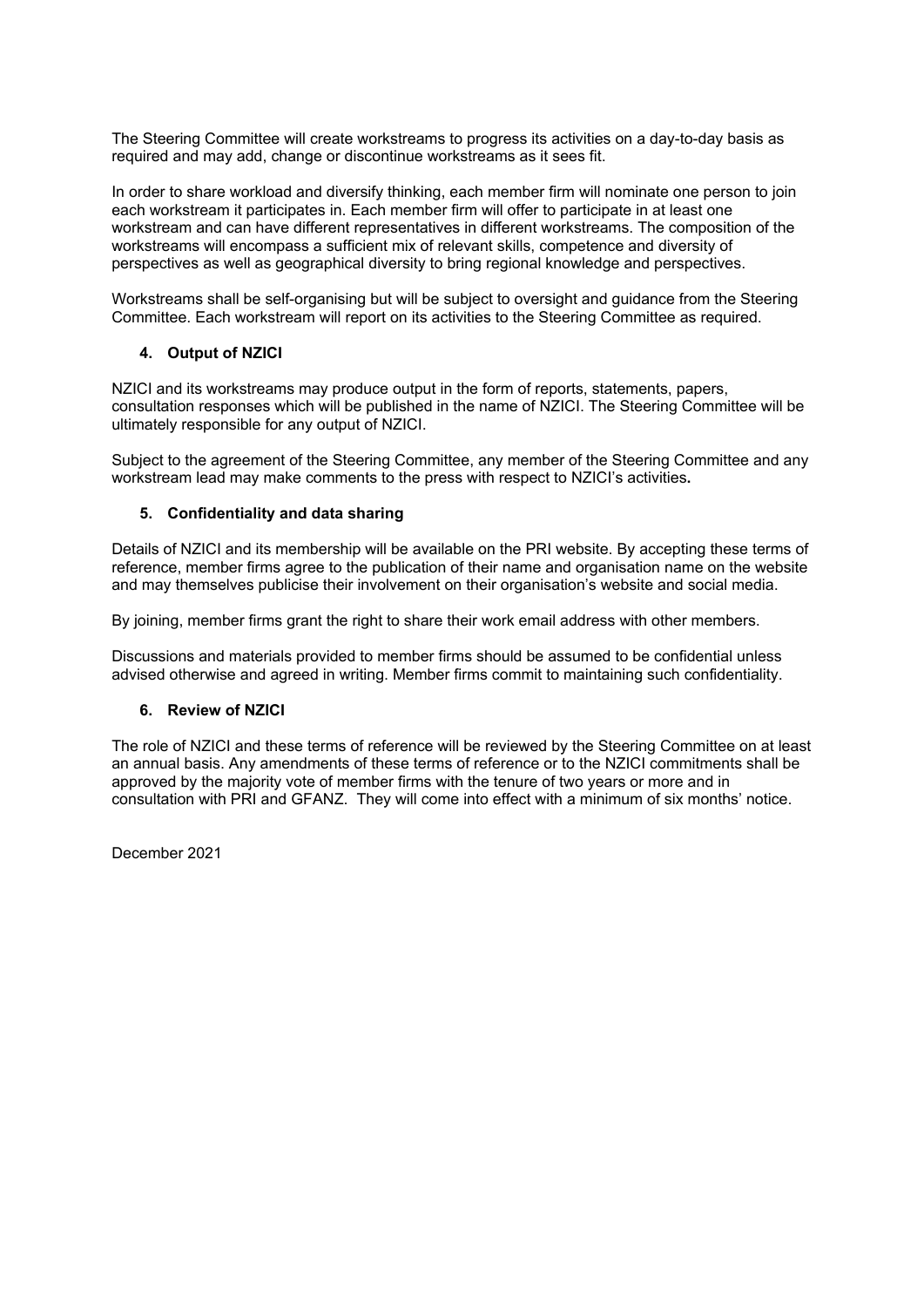The Steering Committee will create workstreams to progress its activities on a day-to-day basis as required and may add, change or discontinue workstreams as it sees fit.

In order to share workload and diversify thinking, each member firm will nominate one person to join each workstream it participates in. Each member firm will offer to participate in at least one workstream and can have different representatives in different workstreams. The composition of the workstreams will encompass a sufficient mix of relevant skills, competence and diversity of perspectives as well as geographical diversity to bring regional knowledge and perspectives.

Workstreams shall be self-organising but will be subject to oversight and guidance from the Steering Committee. Each workstream will report on its activities to the Steering Committee as required.

## 4. Output of NZICI

NZICI and its workstreams may produce output in the form of reports, statements, papers, consultation responses which will be published in the name of NZICI. The Steering Committee will be ultimately responsible for any output of NZICI.

Subject to the agreement of the Steering Committee, any member of the Steering Committee and any workstream lead may make comments to the press with respect to NZICI's activities**.**

## 5. Confidentiality and data sharing

Details of NZICI and its membership will be available on the PRI website. By accepting these terms of reference, member firms agree to the publication of their name and organisation name on the website and may themselves publicise their involvement on their organisation's website and social media.

By joining, member firms grant the right to share their work email address with other members.

Discussions and materials provided to member firms should be assumed to be confidential unless advised otherwise and agreed in writing. Member firms commit to maintaining such confidentiality.

## 6. Review of NZICI

The role of NZICI and these terms of reference will be reviewed by the Steering Committee on at least an annual basis. Any amendments of these terms of reference or to the NZICI commitments shall be approved by the majority vote of member firms with the tenure of two years or more and in consultation with PRI and GFANZ. They will come into effect with a minimum of six months' notice.

December 2021